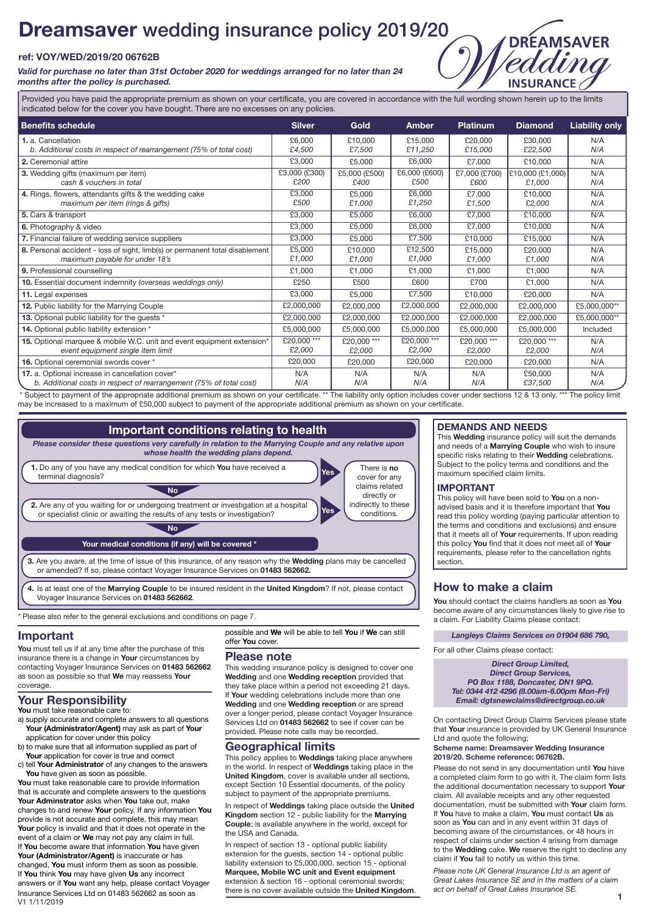# Dreamsaver wedding insurance policy 2019/20

**ref: VOY/WED/2019/20 06762B**

***Valid for purchase no later than 31st October 2020 for weddings arranged for no later than 24 months after the policy is purchased.***

Provided you have paid the appropriate premium as shown on your certificate, you are covered in accordance with the full wording shown herein up to the limits indicated below for the cover you have bought. There are no excesses on any policies.

| Benefits schedule | Silver | Gold | Amber | Platinum | Diamond | Liability only |
|---|---|---|---|---|---|---|
| **1.** a. Cancellation<br>*b. Additional costs in respect of rearrangement (75% of total cost)* | £6,000<br>*£4,500* | £10,000<br>*£7,500* | £15,000<br>*£11,250* | £20,000<br>*£15,000* | £30,000<br>*£22,500* | N/A<br>*N/A* |
| **2.** Ceremonial attire | £3,000 | £5,000 | £6,000 | £7,000 | £10,000 | N/A |
| **3.** Wedding gifts (maximum per item)<br>*cash & vouchers in total* | £3,000 (£300)<br>*£200* | £5,000 (£500)<br>*£400* | £6,000 (£600)<br>*£500* | £7,000 (£700)<br>*£600* | £10,000 (£1,000)<br>*£1,000* | N/A<br>*N/A* |
| **4.** Rings, flowers, attendants gifts & the wedding cake<br>*maximum per item (rings & gifts)* | £3,000<br>*£500* | £5,000<br>*£1,000* | £6,000<br>*£1,250* | £7,000<br>*£1,500* | £10,000<br>*£2,000* | N/A<br>*N/A* |
| **5.** Cars & transport | £3,000 | £5,000 | £6,000 | £7,000 | £10,000 | N/A |
| **6.** Photography & video | £3,000 | £5,000 | £6,000 | £7,000 | £10,000 | N/A |
| **7.** Financial failure of wedding service suppliers | £3,000 | £5,000 | £7,500 | £10,000 | £15,000 | N/A |
| **8.** Personal accident - loss of sight, limb(s) or permanent total disablement<br>*maximum payable for under 18's* | £5,000<br>*£1,000* | £10,000<br>*£1,000* | £12,500<br>*£1,000* | £15,000<br>*£1,000* | £20,000<br>*£1,000* | N/A<br>*N/A* |
| **9.** Professional counselling | £1,000 | £1,000 | £1,000 | £1,000 | £1,000 | N/A |
| **10.** Essential document indemnity *(overseas weddings only)* | £250 | £500 | £600 | £700 | £1,000 | N/A |
| **11.** Legal expenses | £3,000 | £5,000 | £7,500 | £10,000 | £20,000 | N/A |
| **12.** Public liability for the Marrying Couple | £2,000,000 | £2,000,000 | £2,000,000 | £2,000,000 | £2,000,000 | £5,000,000** |
| **13.** Optional public liability for the guests * | £2,000,000 | £2,000,000 | £2,000,000 | £2,000,000 | £2,000,000 | £5,000,000** |
| **14.** Optional public liability extension * | £5,000,000 | £5,000,000 | £5,000,000 | £5,000,000 | £5,000,000 | Included |
| **15.** Optional marquee & mobile W.C. unit and event equipment extension*<br>*event equipment single item limit* | £20,000 ***<br>*£2,000* | £20,000 ***<br>*£2,000* | £20,000 ***<br>*£2,000* | £20,000 ***<br>*£2,000* | £20,000 ***<br>*£2,000* | N/A<br>*N/A* |
| **16.** Optional ceremonial swords cover * | £20,000 | £20,000 | £20,000 | £20,000 | £20,000 | N/A |
| **17.** a. Optional increase in cancellation cover*<br>*b. Additional costs in respect of rearrangement (75% of total cost)* | N/A<br>*N/A* | N/A<br>*N/A* | N/A<br>*N/A* | N/A<br>*N/A* | £50,000<br>*£37,500* | N/A<br>*N/A* |

\* Subject to payment of the appropriate additional premium as shown on your certificate. ** The liability only option includes cover under sections 12 & 13 only. *** The policy limit may be increased to a maximum of £50,000 subject to payment of the appropriate additional premium as shown on your certificate.

## Important conditions relating to health

***Please consider these questions very carefully in relation to the Marrying Couple and any relative upon whose health the wedding plans depend.***

**1.** Do any of you have any medical condition for which **You** have received a terminal diagnosis? — **Yes**: There is **no** cover for any claims related directly or indirectly to these conditions. **No**: go to question 2.

**2.** Are any of you waiting for or undergoing treatment or investigation at a hospital or specialist clinic or awaiting the results of any tests or investigation? — **Yes**: There is **no** cover for any claims related directly or indirectly to these conditions. **No**: **Your medical conditions (if any) will be covered \***

**3.** Are you aware, at the time of issue of this insurance, of any reason why the **Wedding** plans may be cancelled or amended? If so, please contact Voyager Insurance Services on **01483 562662.**

**4.** Is at least one of the **Marrying Couple** to be insured resident in the **United Kingdom**? If not, please contact Voyager Insurance Services on **01483 562662**.

\* Please also refer to the general exclusions and conditions on page 7.

## Important

**You** must tell us if at any time after the purchase of this insurance there is a change in **Your** circumstances by contacting Voyager Insurance Services on **01483 562662** as soon as possible so that **We** may reassess **Your** coverage.

## Your Responsibility

**You** must take reasonable care to:

a) supply accurate and complete answers to all questions **Your (Administrator/Agent)** may ask as part of **Your** application for cover under this policy

b) to make sure that all information supplied as part of **Your** application for cover is true and correct

c) tell **Your Administrator** of any changes to the answers **You** have given as soon as possible.

**You** must take reasonable care to provide information that is accurate and complete answers to the questions **Your Adminstrator** asks when **You** take out, make changes to and renew **Your** policy. If any information **You** provide is not accurate and complete, this may mean **Your** policy is invalid and that it does not operate in the event of a claim or **We** may not pay any claim in full.

If **You** become aware that information **You** have given **Your (Administrator/Agent)** is inaccurate or has changed, **You** must inform them as soon as possible.

If **You** think **You** may have given **Us** any incorrect answers or if **You** want any help, please contact Voyager Insurance Services Ltd on 01483 562662 as soon as possible and **We** will be able to tell **You** if **We** can still offer **You** cover.

## Please note

This wedding insurance policy is designed to cover one **Wedding** and one **Wedding reception** provided that they take place within a period not exceeding 21 days. If **Your** wedding celebrations include more than one **Wedding** and one **Wedding reception** or are spread over a longer period, please contact Voyager Insurance Services Ltd on **01483 562662** to see if cover can be provided. Please note calls may be recorded.

## Geographical limits

This policy applies to **Weddings** taking place anywhere in the world. In respect of **Weddings** taking place in the **United Kingdom**, cover is available under all sections, except Section 10 Essential documents, of the policy subject to payment of the appropriate premiums.

In respect of **Weddings** taking place outside the **United Kingdom** section 12 - public liability for the **Marrying Couple**; is available anywhere in the world, except for the USA and Canada.

In respect of section 13 - optional public liability extension for the guests, section 14 - optional public liability extension to £5,000,000, section 15 - optional **Marquee, Mobile WC unit and Event equipment** extension & section 16 - optional ceremonial swords; there is no cover available outside the **United Kingdom**.

## DEMANDS AND NEEDS

This **Wedding** insurance policy will suit the demands and needs of a **Marrying Couple** who wish to insure specific risks relating to their **Wedding** celebrations. Subject to the policy terms and conditions and the maximum specified claim limits.

## IMPORTANT

This policy will have been sold to **You** on a non-advised basis and it is therefore important that **You** read this policy wording (paying particular attention to the terms and conditions and exclusions) and ensure that it meets all of **Your** requirements. If upon reading this policy **You** find that it does not meet all of **Your** requirements, please refer to the cancellation rights section.

## How to make a claim

**You** should contact the claims handlers as soon as **You** become aware of any circumstances likely to give rise to a claim. For Liability Claims please contact:

***Langleys Claims Services on 01904 686 790,***

For all other Claims please contact:

***Direct Group Limited,***
***Direct Group Services,***
***PO Box 1188, Doncaster, DN1 9PQ.***
***Tel: 0344 412 4296 (8.00am-6.00pm Mon-Fri)***
***Email: dgtsnewclaims@directgroup.co.uk***

On contacting Direct Group Claims Services please state that **Your** insurance is provided by UK General Insurance Ltd and quote the following;

**Scheme name: Dreamsaver Wedding Insurance 2019/20. Scheme reference: 06762B.**

Please do not send in any documentation until **You** have a completed claim form to go with it. The claim form lists the additional documentation necessary to support **Your** claim. All available receipts and any other requested documentation, must be submitted with **Your** claim form. If **You** have to make a claim, **You** must contact **Us** as soon as **You** can and in any event within 31 days of becoming aware of the circumstances, or 48 hours in respect of claims under section 4 arising from damage to the **Wedding** cake. **We** reserve the right to decline any claim if **You** fail to notify us within this time.

*Please note UK General Insurance Ltd is an agent of Great Lakes Insurance SE and in the matters of a claim act on behalf of Great Lakes Insurance SE.*

V1 1/11/2019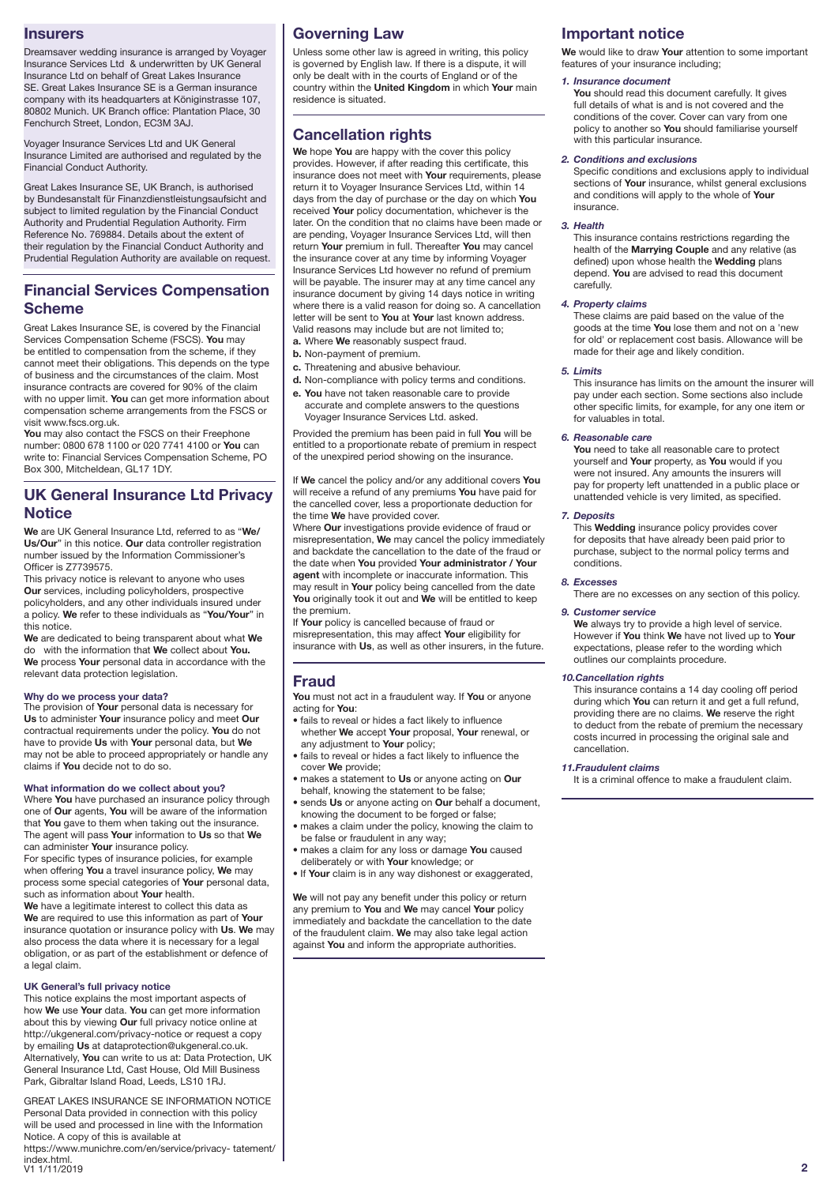## Insurers

Dreamsaver wedding insurance is arranged by Voyager Insurance Services Ltd & underwritten by UK General Insurance Ltd on behalf of Great Lakes Insurance SE. Great Lakes Insurance SE is a German insurance company with its headquarters at Königinstrasse 107, 80802 Munich. UK Branch office: Plantation Place, 30 Fenchurch Street, London, EC3M 3AJ.

Voyager Insurance Services Ltd and UK General Insurance Limited are authorised and regulated by the Financial Conduct Authority.

Great Lakes Insurance SE, UK Branch, is authorised by Bundesanstalt für Finanzdienstleistungsaufsicht and subject to limited regulation by the Financial Conduct Authority and Prudential Regulation Authority. Firm Reference No. 769884. Details about the extent of their regulation by the Financial Conduct Authority and Prudential Regulation Authority are available on request.

## Financial Services Compensation Scheme

Great Lakes Insurance SE, is covered by the Financial Services Compensation Scheme (FSCS). **You** may be entitled to compensation from the scheme, if they cannot meet their obligations. This depends on the type of business and the circumstances of the claim. Most insurance contracts are covered for 90% of the claim with no upper limit. **You** can get more information about compensation scheme arrangements from the FSCS or visit www.fscs.org.uk.

**You** may also contact the FSCS on their Freephone number: 0800 678 1100 or 020 7741 4100 or **You** can write to: Financial Services Compensation Scheme, PO Box 300, Mitcheldean, GL17 1DY.

## UK General Insurance Ltd Privacy Notice

**We** are UK General Insurance Ltd, referred to as "**We/Us/Our**" in this notice. **Our** data controller registration number issued by the Information Commissioner's Officer is Z7739575.

This privacy notice is relevant to anyone who uses **Our** services, including policyholders, prospective policyholders, and any other individuals insured under a policy. **We** refer to these individuals as "**You/Your**" in this notice.

**We** are dedicated to being transparent about what **We** do with the information that **We** collect about **You.** **We** process **Your** personal data in accordance with the relevant data protection legislation.

**Why do we process your data?**

The provision of **Your** personal data is necessary for **Us** to administer **Your** insurance policy and meet **Our** contractual requirements under the policy. **You** do not have to provide **Us** with **Your** personal data, but **We** may not be able to proceed appropriately or handle any claims if **You** decide not to do so.

**What information do we collect about you?**

Where **You** have purchased an insurance policy through one of **Our** agents, **You** will be aware of the information that **You** gave to them when taking out the insurance. The agent will pass **Your** information to **Us** so that **We** can administer **Your** insurance policy.

For specific types of insurance policies, for example when offering **You** a travel insurance policy, **We** may process some special categories of **Your** personal data, such as information about **Your** health.

**We** have a legitimate interest to collect this data as **We** are required to use this information as part of **Your** insurance quotation or insurance policy with **Us**. **We** may also process the data where it is necessary for a legal obligation, or as part of the establishment or defence of a legal claim.

**UK General's full privacy notice**

This notice explains the most important aspects of how **We** use **Your** data. **You** can get more information about this by viewing **Our** full privacy notice online at http://ukgeneral.com/privacy-notice or request a copy by emailing **Us** at dataprotection@ukgeneral.co.uk. Alternatively, **You** can write to us at: Data Protection, UK General Insurance Ltd, Cast House, Old Mill Business Park, Gibraltar Island Road, Leeds, LS10 1RJ.

GREAT LAKES INSURANCE SE INFORMATION NOTICE
Personal Data provided in connection with this policy will be used and processed in line with the Information Notice. A copy of this is available at https://www.munichre.com/en/service/privacy- tatement/index.html.

V1 1/11/2019

## Governing Law

Unless some other law is agreed in writing, this policy is governed by English law. If there is a dispute, it will only be dealt with in the courts of England or of the country within the **United Kingdom** in which **Your** main residence is situated.

## Cancellation rights

**We** hope **You** are happy with the cover this policy provides. However, if after reading this certificate, this insurance does not meet with **Your** requirements, please return it to Voyager Insurance Services Ltd, within 14 days from the day of purchase or the day on which **You** received **Your** policy documentation, whichever is the later. On the condition that no claims have been made or are pending, Voyager Insurance Services Ltd, will then return **Your** premium in full. Thereafter **You** may cancel the insurance cover at any time by informing Voyager Insurance Services Ltd however no refund of premium will be payable. The insurer may at any time cancel any insurance document by giving 14 days notice in writing where there is a valid reason for doing so. A cancellation letter will be sent to **You** at **Your** last known address. Valid reasons may include but are not limited to;

**a.** Where **We** reasonably suspect fraud.
**b.** Non-payment of premium.
**c.** Threatening and abusive behaviour.
**d.** Non-compliance with policy terms and conditions.
**e.** **You** have not taken reasonable care to provide accurate and complete answers to the questions Voyager Insurance Services Ltd. asked.

Provided the premium has been paid in full **You** will be entitled to a proportionate rebate of premium in respect of the unexpired period showing on the insurance.

If **We** cancel the policy and/or any additional covers **You** will receive a refund of any premiums **You** have paid for the cancelled cover, less a proportionate deduction for the time **We** have provided cover.

Where **Our** investigations provide evidence of fraud or misrepresentation, **We** may cancel the policy immediately and backdate the cancellation to the date of the fraud or the date when **You** provided **Your administrator / Your agent** with incomplete or inaccurate information. This may result in **Your** policy being cancelled from the date **You** originally took it out and **We** will be entitled to keep the premium.

If **Your** policy is cancelled because of fraud or misrepresentation, this may affect **Your** eligibility for insurance with **Us**, as well as other insurers, in the future.

## Fraud

**You** must not act in a fraudulent way. If **You** or anyone acting for **You**:

- fails to reveal or hides a fact likely to influence whether **We** accept **Your** proposal, **Your** renewal, or any adjustment to **Your** policy;
- fails to reveal or hides a fact likely to influence the cover **We** provide;
- makes a statement to **Us** or anyone acting on **Our** behalf, knowing the statement to be false;
- sends **Us** or anyone acting on **Our** behalf a document, knowing the document to be forged or false;
- makes a claim under the policy, knowing the claim to be false or fraudulent in any way;
- makes a claim for any loss or damage **You** caused deliberately or with **Your** knowledge; or
- If **Your** claim is in any way dishonest or exaggerated,

**We** will not pay any benefit under this policy or return any premium to **You** and **We** may cancel **Your** policy immediately and backdate the cancellation to the date of the fraudulent claim. **We** may also take legal action against **You** and inform the appropriate authorities.

## Important notice

**We** would like to draw **Your** attention to some important features of your insurance including;

***1. Insurance document***
**You** should read this document carefully. It gives full details of what is and is not covered and the conditions of the cover. Cover can vary from one policy to another so **You** should familiarise yourself with this particular insurance.

***2. Conditions and exclusions***
Specific conditions and exclusions apply to individual sections of **Your** insurance, whilst general exclusions and conditions will apply to the whole of **Your** insurance.

***3. Health***
This insurance contains restrictions regarding the health of the **Marrying Couple** and any relative (as defined) upon whose health the **Wedding** plans depend. **You** are advised to read this document carefully.

***4. Property claims***
These claims are paid based on the value of the goods at the time **You** lose them and not on a 'new for old' or replacement cost basis. Allowance will be made for their age and likely condition.

***5. Limits***
This insurance has limits on the amount the insurer will pay under each section. Some sections also include other specific limits, for example, for any one item or for valuables in total.

***6. Reasonable care***
**You** need to take all reasonable care to protect yourself and **Your** property, as **You** would if you were not insured. Any amounts the insurers will pay for property left unattended in a public place or unattended vehicle is very limited, as specified.

***7. Deposits***
This **Wedding** insurance policy provides cover for deposits that have already been paid prior to purchase, subject to the normal policy terms and conditions.

***8. Excesses***
There are no excesses on any section of this policy.

***9. Customer service***
**We** always try to provide a high level of service. However if **You** think **We** have not lived up to **Your** expectations, please refer to the wording which outlines our complaints procedure.

***10.Cancellation rights***
This insurance contains a 14 day cooling off period during which **You** can return it and get a full refund, providing there are no claims. **We** reserve the right to deduct from the rebate of premium the necessary costs incurred in processing the original sale and cancellation.

***11.Fraudulent claims***
It is a criminal offence to make a fraudulent claim.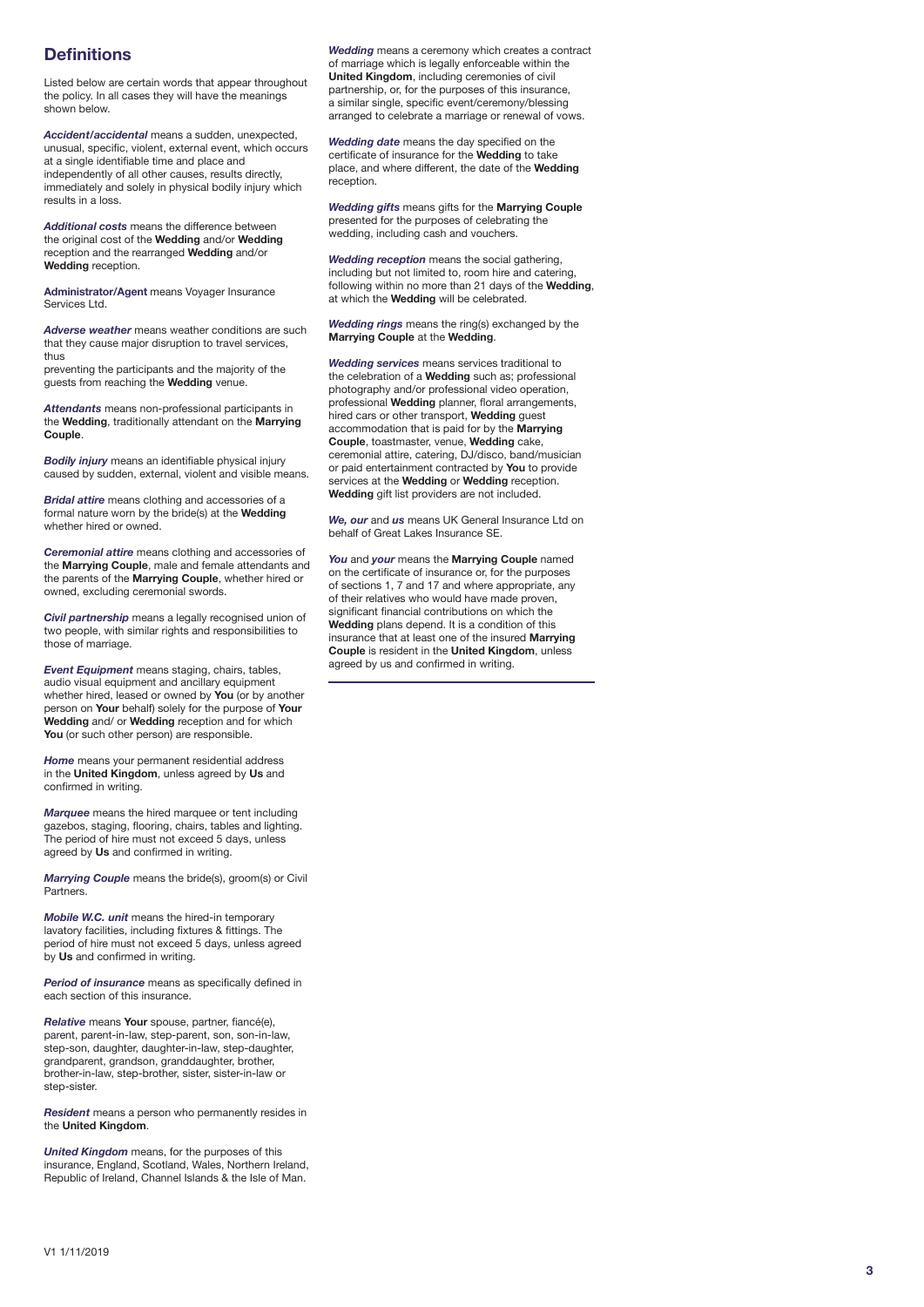## Definitions

Listed below are certain words that appear throughout the policy. In all cases they will have the meanings shown below.

***Accident/accidental*** means a sudden, unexpected, unusual, specific, violent, external event, which occurs at a single identifiable time and place and independently of all other causes, results directly, immediately and solely in physical bodily injury which results in a loss.

***Additional costs*** means the difference between the original cost of the **Wedding** and/or **Wedding** reception and the rearranged **Wedding** and/or **Wedding** reception.

**Administrator/Agent** means Voyager Insurance Services Ltd.

***Adverse weather*** means weather conditions are such that they cause major disruption to travel services, thus
preventing the participants and the majority of the guests from reaching the **Wedding** venue.

***Attendants*** means non-professional participants in the **Wedding**, traditionally attendant on the **Marrying Couple**.

***Bodily injury*** means an identifiable physical injury caused by sudden, external, violent and visible means.

***Bridal attire*** means clothing and accessories of a formal nature worn by the bride(s) at the **Wedding** whether hired or owned.

***Ceremonial attire*** means clothing and accessories of the **Marrying Couple**, male and female attendants and the parents of the **Marrying Couple**, whether hired or owned, excluding ceremonial swords.

***Civil partnership*** means a legally recognised union of two people, with similar rights and responsibilities to those of marriage.

***Event Equipment*** means staging, chairs, tables, audio visual equipment and ancillary equipment whether hired, leased or owned by **You** (or by another person on **Your** behalf) solely for the purpose of **Your Wedding** and/ or **Wedding** reception and for which **You** (or such other person) are responsible.

***Home*** means your permanent residential address in the **United Kingdom**, unless agreed by **Us** and confirmed in writing.

***Marquee*** means the hired marquee or tent including gazebos, staging, flooring, chairs, tables and lighting. The period of hire must not exceed 5 days, unless agreed by **Us** and confirmed in writing.

***Marrying Couple*** means the bride(s), groom(s) or Civil Partners.

***Mobile W.C. unit*** means the hired-in temporary lavatory facilities, including fixtures & fittings. The period of hire must not exceed 5 days, unless agreed by **Us** and confirmed in writing.

***Period of insurance*** means as specifically defined in each section of this insurance.

***Relative*** means **Your** spouse, partner, fiancé(e), parent, parent-in-law, step-parent, son, son-in-law, step-son, daughter, daughter-in-law, step-daughter, grandparent, grandson, granddaughter, brother, brother-in-law, step-brother, sister, sister-in-law or step-sister.

***Resident*** means a person who permanently resides in the **United Kingdom**.

***United Kingdom*** means, for the purposes of this insurance, England, Scotland, Wales, Northern Ireland, Republic of Ireland, Channel Islands & the Isle of Man.

***Wedding*** means a ceremony which creates a contract of marriage which is legally enforceable within the **United Kingdom**, including ceremonies of civil partnership, or, for the purposes of this insurance, a similar single, specific event/ceremony/blessing arranged to celebrate a marriage or renewal of vows.

***Wedding date*** means the day specified on the certificate of insurance for the **Wedding** to take place, and where different, the date of the **Wedding** reception.

***Wedding gifts*** means gifts for the **Marrying Couple** presented for the purposes of celebrating the wedding, including cash and vouchers.

***Wedding reception*** means the social gathering, including but not limited to, room hire and catering, following within no more than 21 days of the **Wedding**, at which the **Wedding** will be celebrated.

***Wedding rings*** means the ring(s) exchanged by the **Marrying Couple** at the **Wedding**.

***Wedding services*** means services traditional to the celebration of a **Wedding** such as; professional photography and/or professional video operation, professional **Wedding** planner, floral arrangements, hired cars or other transport, **Wedding** guest accommodation that is paid for by the **Marrying Couple**, toastmaster, venue, **Wedding** cake, ceremonial attire, catering, DJ/disco, band/musician or paid entertainment contracted by **You** to provide services at the **Wedding** or **Wedding** reception. **Wedding** gift list providers are not included.

***We, our*** and ***us*** means UK General Insurance Ltd on behalf of Great Lakes Insurance SE.

***You*** and ***your*** means the **Marrying Couple** named on the certificate of insurance or, for the purposes of sections 1, 7 and 17 and where appropriate, any of their relatives who would have made proven, significant financial contributions on which the **Wedding** plans depend. It is a condition of this insurance that at least one of the insured **Marrying Couple** is resident in the **United Kingdom**, unless agreed by us and confirmed in writing.

V1 1/11/2019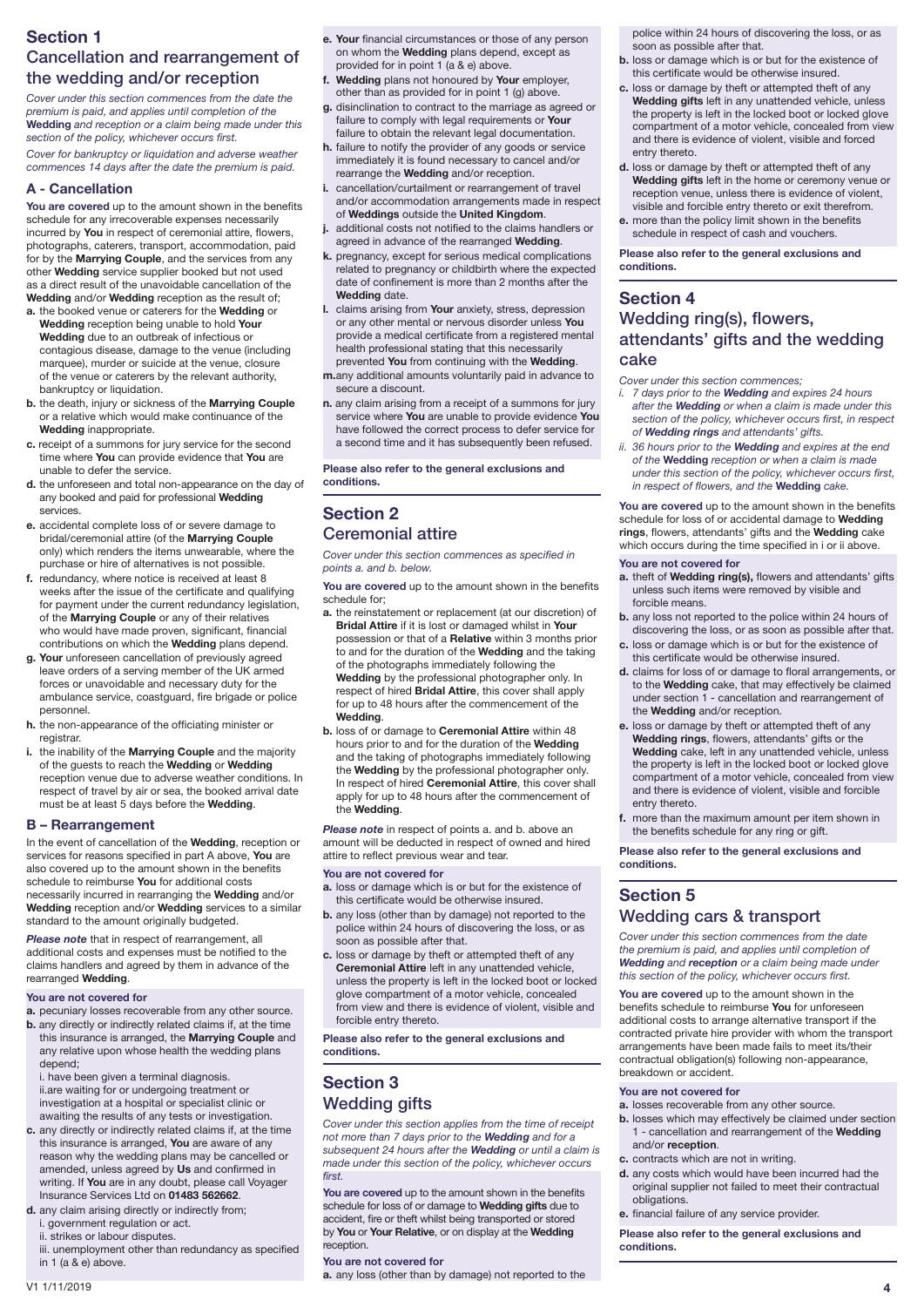## Section 1
## Cancellation and rearrangement of the wedding and/or reception

*Cover under this section commences from the date the premium is paid, and applies until completion of the* ***Wedding*** *and reception or a claim being made under this section of the policy, whichever occurs first.*

*Cover for bankruptcy or liquidation and adverse weather commences 14 days after the date the premium is paid.*

### A - Cancellation

**You are covered** up to the amount shown in the benefits schedule for any irrecoverable expenses necessarily incurred by **You** in respect of ceremonial attire, flowers, photographs, caterers, transport, accommodation, paid for by the **Marrying Couple**, and the services from any other **Wedding** service supplier booked but not used as a direct result of the unavoidable cancellation of the **Wedding** and/or **Wedding** reception as the result of;

**a.** the booked venue or caterers for the **Wedding** or **Wedding** reception being unable to hold **Your Wedding** due to an outbreak of infectious or contagious disease, damage to the venue (including marquee), murder or suicide at the venue, closure of the venue or caterers by the relevant authority, bankruptcy or liquidation.

**b.** the death, injury or sickness of the **Marrying Couple** or a relative which would make continuance of the **Wedding** inappropriate.

**c.** receipt of a summons for jury service for the second time where **You** can provide evidence that **You** are unable to defer the service.

**d.** the unforeseen and total non-appearance on the day of any booked and paid for professional **Wedding** services.

**e.** accidental complete loss of or severe damage to bridal/ceremonial attire (of the **Marrying Couple** only) which renders the items unwearable, where the purchase or hire of alternatives is not possible.

**f.** redundancy, where notice is received at least 8 weeks after the issue of the certificate and qualifying for payment under the current redundancy legislation, of the **Marrying Couple** or any of their relatives who would have made proven, significant, financial contributions on which the **Wedding** plans depend.

**g.** **Your** unforeseen cancellation of previously agreed leave orders of a serving member of the UK armed forces or unavoidable and necessary duty for the ambulance service, coastguard, fire brigade or police personnel.

**h.** the non-appearance of the officiating minister or registrar.

**i.** the inability of the **Marrying Couple** and the majority of the guests to reach the **Wedding** or **Wedding** reception venue due to adverse weather conditions. In respect of travel by air or sea, the booked arrival date must be at least 5 days before the **Wedding**.

### B – Rearrangement

In the event of cancellation of the **Wedding**, reception or services for reasons specified in part A above, **You** are also covered up to the amount shown in the benefits schedule to reimburse **You** for additional costs necessarily incurred in rearranging the **Wedding** and/or **Wedding** reception and/or **Wedding** services to a similar standard to the amount originally budgeted.

***Please note*** that in respect of rearrangement, all additional costs and expenses must be notified to the claims handlers and agreed by them in advance of the rearranged **Wedding**.

**You are not covered for**

**a.** pecuniary losses recoverable from any other source.

**b.** any directly or indirectly related claims if, at the time this insurance is arranged, the **Marrying Couple** and any relative upon whose health the wedding plans depend;
i. have been given a terminal diagnosis.
ii. are waiting for or undergoing treatment or investigation at a hospital or specialist clinic or awaiting the results of any tests or investigation.

**c.** any directly or indirectly related claims if, at the time this insurance is arranged, **You** are aware of any reason why the wedding plans may be cancelled or amended, unless agreed by **Us** and confirmed in writing. If **You** are in any doubt, please call Voyager Insurance Services Ltd on **01483 562662**.

**d.** any claim arising directly or indirectly from;
i. government regulation or act.
ii. strikes or labour disputes.
iii. unemployment other than redundancy as specified in 1 (a & e) above.

**e.** **Your** financial circumstances or those of any person on whom the **Wedding** plans depend, except as provided for in point 1 (a & e) above.

**f.** **Wedding** plans not honoured by **Your** employer, other than as provided for in point 1 (g) above.

**g.** disinclination to contract to the marriage as agreed or failure to comply with legal requirements or **Your** failure to obtain the relevant legal documentation.

**h.** failure to notify the provider of any goods or service immediately it is found necessary to cancel and/or rearrange the **Wedding** and/or reception.

**i.** cancellation/curtailment or rearrangement of travel and/or accommodation arrangements made in respect of **Weddings** outside the **United Kingdom**.

**j.** additional costs not notified to the claims handlers or agreed in advance of the rearranged **Wedding**.

**k.** pregnancy, except for serious medical complications related to pregnancy or childbirth where the expected date of confinement is more than 2 months after the **Wedding** date.

**l.** claims arising from **Your** anxiety, stress, depression or any other mental or nervous disorder unless **You** provide a medical certificate from a registered mental health professional stating that this necessarily prevented **You** from continuing with the **Wedding**.

**m.** any additional amounts voluntarily paid in advance to secure a discount.

**n.** any claim arising from a receipt of a summons for jury service where **You** are unable to provide evidence **You** have followed the correct process to defer service for a second time and it has subsequently been refused.

**Please also refer to the general exclusions and conditions.**

## Section 2
## Ceremonial attire

*Cover under this section commences as specified in points a. and b. below.*

**You are covered** up to the amount shown in the benefits schedule for;

**a.** the reinstatement or replacement (at our discretion) of **Bridal Attire** if it is lost or damaged whilst in **Your** possession or that of a **Relative** within 3 months prior to and for the duration of the **Wedding** and the taking of the photographs immediately following the **Wedding** by the professional photographer only. In respect of hired **Bridal Attire**, this cover shall apply for up to 48 hours after the commencement of the **Wedding**.

**b.** loss of or damage to **Ceremonial Attire** within 48 hours prior to and for the duration of the **Wedding** and the taking of photographs immediately following the **Wedding** by the professional photographer only. In respect of hired **Ceremonial Attire**, this cover shall apply for up to 48 hours after the commencement of the **Wedding**.

***Please note*** in respect of points a. and b. above an amount will be deducted in respect of owned and hired attire to reflect previous wear and tear.

**You are not covered for**

**a.** loss or damage which is or but for the existence of this certificate would be otherwise insured.

**b.** any loss (other than by damage) not reported to the police within 24 hours of discovering the loss, or as soon as possible after that.

**c.** loss or damage by theft or attempted theft of any **Ceremonial Attire** left in any unattended vehicle, unless the property is left in the locked boot or locked glove compartment of a motor vehicle, concealed from view and there is evidence of violent, visible and forcible entry thereto.

**Please also refer to the general exclusions and conditions.**

## Section 3
## Wedding gifts

*Cover under this section applies from the time of receipt not more than 7 days prior to the* ***Wedding*** *and for a subsequent 24 hours after the* ***Wedding*** *or until a claim is made under this section of the policy, whichever occurs first.*

**You are covered** up to the amount shown in the benefits schedule for loss of or damage to **Wedding gifts** due to accident, fire or theft whilst being transported or stored by **You** or **Your Relative**, or on display at the **Wedding** reception.

**You are not covered for**

**a.** any loss (other than by damage) not reported to the police within 24 hours of discovering the loss, or as soon as possible after that.

**b.** loss or damage which is or but for the existence of this certificate would be otherwise insured.

**c.** loss or damage by theft or attempted theft of any **Wedding gifts** left in any unattended vehicle, unless the property is left in the locked boot or locked glove compartment of a motor vehicle, concealed from view and there is evidence of violent, visible and forced entry thereto.

**d.** loss or damage by theft or attempted theft of any **Wedding gifts** left in the home or ceremony venue or reception venue, unless there is evidence of violent, visible and forcible entry thereto or exit therefrom.

**e.** more than the policy limit shown in the benefits schedule in respect of cash and vouchers.

**Please also refer to the general exclusions and conditions.**

## Section 4
## Wedding ring(s), flowers, attendants' gifts and the wedding cake

*Cover under this section commences;*

*i. 7 days prior to the* ***Wedding*** *and expires 24 hours after the* ***Wedding*** *or when a claim is made under this section of the policy, whichever occurs first, in respect of* ***Wedding rings*** *and attendants' gifts.*

*ii. 36 hours prior to the* ***Wedding*** *and expires at the end of the* **Wedding** *reception or when a claim is made under this section of the policy, whichever occurs first, in respect of flowers, and the* **Wedding** *cake.*

**You are covered** up to the amount shown in the benefits schedule for loss of or accidental damage to **Wedding rings**, flowers, attendants' gifts and the **Wedding** cake which occurs during the time specified in i or ii above.

**You are not covered for**

**a.** theft of **Wedding ring(s),** flowers and attendants' gifts unless such items were removed by visible and forcible means.

**b.** any loss not reported to the police within 24 hours of discovering the loss, or as soon as possible after that.

**c.** loss or damage which is or but for the existence of this certificate would be otherwise insured.

**d.** claims for loss of or damage to floral arrangements, or to the **Wedding** cake, that may effectively be claimed under section 1 - cancellation and rearrangement of the **Wedding** and/or reception.

**e.** loss or damage by theft or attempted theft of any **Wedding rings**, flowers, attendants' gifts or the **Wedding** cake, left in any unattended vehicle, unless the property is left in the locked boot or locked glove compartment of a motor vehicle, concealed from view and there is evidence of violent, visible and forcible entry thereto.

**f.** more than the maximum amount per item shown in the benefits schedule for any ring or gift.

**Please also refer to the general exclusions and conditions.**

## Section 5
## Wedding cars & transport

*Cover under this section commences from the date the premium is paid, and applies until completion of* ***Wedding*** *and* ***reception*** *or a claim being made under this section of the policy, whichever occurs first.*

**You are covered** up to the amount shown in the benefits schedule to reimburse **You** for unforeseen additional costs to arrange alternative transport if the contracted private hire provider with whom the transport arrangements have been made fails to meet its/their contractual obligation(s) following non-appearance, breakdown or accident.

**You are not covered for**

**a.** losses recoverable from any other source.

**b.** losses which may effectively be claimed under section 1 - cancellation and rearrangement of the **Wedding** and/or **reception**.

**c.** contracts which are not in writing.

**d.** any costs which would have been incurred had the original supplier not failed to meet their contractual obligations.

**e.** financial failure of any service provider.

**Please also refer to the general exclusions and conditions.**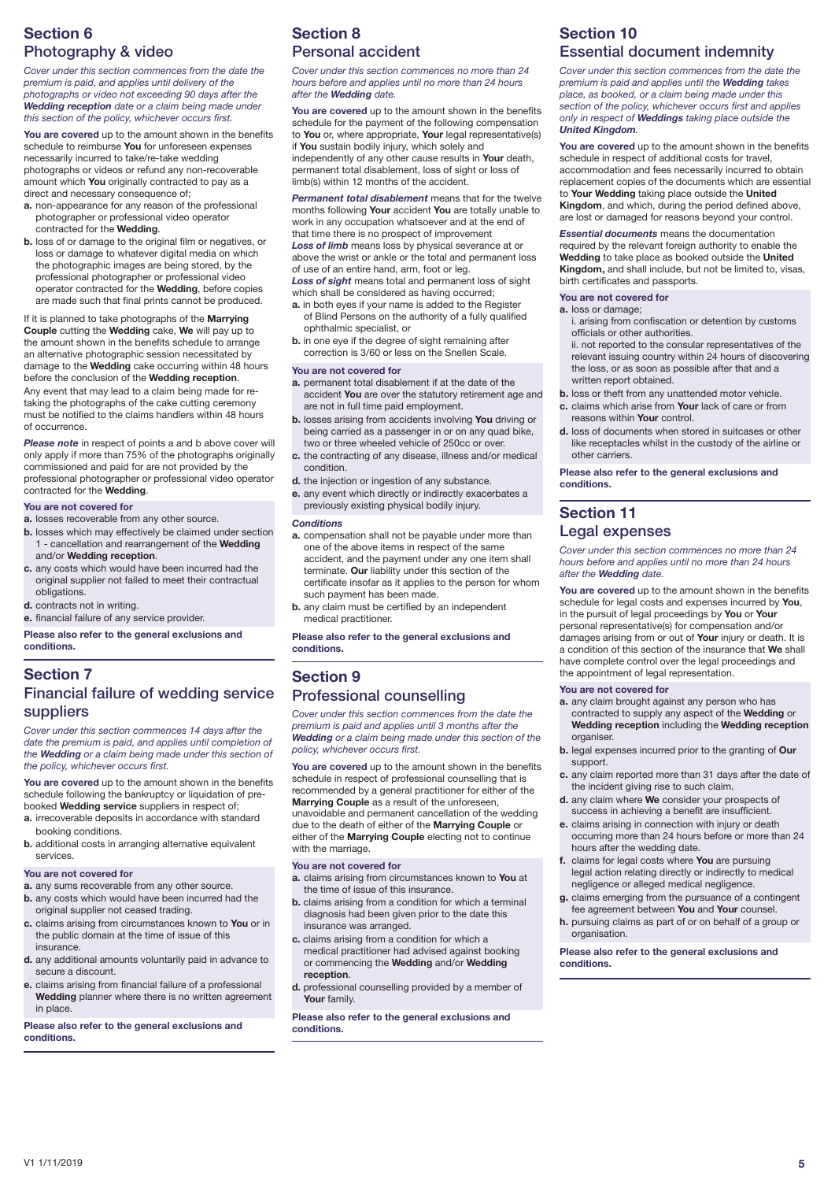## Section 6
### Photography & video

*Cover under this section commences from the date the premium is paid, and applies until delivery of the photographs or video not exceeding 90 days after the **Wedding reception** date or a claim being made under this section of the policy, whichever occurs first.*

**You are covered** up to the amount shown in the benefits schedule to reimburse **You** for unforeseen expenses necessarily incurred to take/re-take wedding photographs or videos or refund any non-recoverable amount which **You** originally contracted to pay as a direct and necessary consequence of;

- **a.** non-appearance for any reason of the professional photographer or professional video operator contracted for the **Wedding**.
- **b.** loss of or damage to the original film or negatives, or loss or damage to whatever digital media on which the photographic images are being stored, by the professional photographer or professional video operator contracted for the **Wedding**, before copies are made such that final prints cannot be produced.

If it is planned to take photographs of the **Marrying Couple** cutting the **Wedding** cake, **We** will pay up to the amount shown in the benefits schedule to arrange an alternative photographic session necessitated by damage to the **Wedding** cake occurring within 48 hours before the conclusion of the **Wedding reception**.

Any event that may lead to a claim being made for re-taking the photographs of the cake cutting ceremony must be notified to the claims handlers within 48 hours of occurrence.

***Please note*** in respect of points a and b above cover will only apply if more than 75% of the photographs originally commissioned and paid for are not provided by the professional photographer or professional video operator contracted for the **Wedding**.

**You are not covered for**

- **a.** losses recoverable from any other source.
- **b.** losses which may effectively be claimed under section 1 - cancellation and rearrangement of the **Wedding** and/or **Wedding reception**.
- **c.** any costs which would have been incurred had the original supplier not failed to meet their contractual obligations.
- **d.** contracts not in writing.
- **e.** financial failure of any service provider.

**Please also refer to the general exclusions and conditions.**

## Section 7
### Financial failure of wedding service suppliers

*Cover under this section commences 14 days after the date the premium is paid, and applies until completion of the **Wedding** or a claim being made under this section of the policy, whichever occurs first.*

**You are covered** up to the amount shown in the benefits schedule following the bankruptcy or liquidation of pre-booked **Wedding service** suppliers in respect of;

- **a.** irrecoverable deposits in accordance with standard booking conditions.
- **b.** additional costs in arranging alternative equivalent services.

**You are not covered for**

- **a.** any sums recoverable from any other source.
- **b.** any costs which would have been incurred had the original supplier not ceased trading.
- **c.** claims arising from circumstances known to **You** or in the public domain at the time of issue of this insurance.
- **d.** any additional amounts voluntarily paid in advance to secure a discount.
- **e.** claims arising from financial failure of a professional **Wedding** planner where there is no written agreement in place.

**Please also refer to the general exclusions and conditions.**

## Section 8
### Personal accident

*Cover under this section commences no more than 24 hours before and applies until no more than 24 hours after the **Wedding** date.*

**You are covered** up to the amount shown in the benefits schedule for the payment of the following compensation to **You** or, where appropriate, **Your** legal representative(s) if **You** sustain bodily injury, which solely and independently of any other cause results in **Your** death, permanent total disablement, loss of sight or loss of limb(s) within 12 months of the accident.

***Permanent total disablement*** means that for the twelve months following **Your** accident **You** are totally unable to work in any occupation whatsoever and at the end of that time there is no prospect of improvement

***Loss of limb*** means loss by physical severance at or above the wrist or ankle or the total and permanent loss of use of an entire hand, arm, foot or leg.

***Loss of sight*** means total and permanent loss of sight which shall be considered as having occurred;

- **a.** in both eyes if your name is added to the Register of Blind Persons on the authority of a fully qualified ophthalmic specialist, or
- **b.** in one eye if the degree of sight remaining after correction is 3/60 or less on the Snellen Scale.

**You are not covered for**

- **a.** permanent total disablement if at the date of the accident **You** are over the statutory retirement age and are not in full time paid employment.
- **b.** losses arising from accidents involving **You** driving or being carried as a passenger in or on any quad bike, two or three wheeled vehicle of 250cc or over.
- **c.** the contracting of any disease, illness and/or medical condition.
- **d.** the injection or ingestion of any substance.
- **e.** any event which directly or indirectly exacerbates a previously existing physical bodily injury.

***Conditions***

- **a.** compensation shall not be payable under more than one of the above items in respect of the same accident, and the payment under any one item shall terminate. **Our** liability under this section of the certificate insofar as it applies to the person for whom such payment has been made.
- **b.** any claim must be certified by an independent medical practitioner.

**Please also refer to the general exclusions and conditions.**

## Section 9
### Professional counselling

*Cover under this section commences from the date the premium is paid and applies until 3 months after the **Wedding** or a claim being made under this section of the policy, whichever occurs first.*

**You are covered** up to the amount shown in the benefits schedule in respect of professional counselling that is recommended by a general practitioner for either of the **Marrying Couple** as a result of the unforeseen, unavoidable and permanent cancellation of the wedding due to the death of either of the **Marrying Couple** or either of the **Marrying Couple** electing not to continue with the marriage.

**You are not covered for**

- **a.** claims arising from circumstances known to **You** at the time of issue of this insurance.
- **b.** claims arising from a condition for which a terminal diagnosis had been given prior to the date this insurance was arranged.
- **c.** claims arising from a condition for which a medical practitioner had advised against booking or commencing the **Wedding** and/or **Wedding reception**.
- **d.** professional counselling provided by a member of **Your** family.

**Please also refer to the general exclusions and conditions.**

## Section 10
### Essential document indemnity

*Cover under this section commences from the date the premium is paid and applies until the **Wedding** takes place, as booked, or a claim being made under this section of the policy, whichever occurs first and applies only in respect of **Weddings** taking place outside the **United Kingdom**.*

**You are covered** up to the amount shown in the benefits schedule in respect of additional costs for travel, accommodation and fees necessarily incurred to obtain replacement copies of the documents which are essential to **Your Wedding** taking place outside the **United Kingdom**, and which, during the period defined above, are lost or damaged for reasons beyond your control.

***Essential documents*** means the documentation required by the relevant foreign authority to enable the **Wedding** to take place as booked outside the **United Kingdom,** and shall include, but not be limited to, visas, birth certificates and passports.

**You are not covered for**

- **a.** loss or damage;
  - i. arising from confiscation or detention by customs officials or other authorities.
  - ii. not reported to the consular representatives of the relevant issuing country within 24 hours of discovering the loss, or as soon as possible after that and a written report obtained.
- **b.** loss or theft from any unattended motor vehicle.
- **c.** claims which arise from **Your** lack of care or from reasons within **Your** control.
- **d.** loss of documents when stored in suitcases or other like receptacles whilst in the custody of the airline or other carriers.

**Please also refer to the general exclusions and conditions.**

## Section 11
### Legal expenses

*Cover under this section commences no more than 24 hours before and applies until no more than 24 hours after the **Wedding** date.*

**You are covered** up to the amount shown in the benefits schedule for legal costs and expenses incurred by **You**, in the pursuit of legal proceedings by **You** or **Your** personal representative(s) for compensation and/or damages arising from or out of **Your** injury or death. It is a condition of this section of the insurance that **We** shall have complete control over the legal proceedings and the appointment of legal representation.

**You are not covered for**

- **a.** any claim brought against any person who has contracted to supply any aspect of the **Wedding** or **Wedding reception** including the **Wedding reception** organiser.
- **b.** legal expenses incurred prior to the granting of **Our** support.
- **c.** any claim reported more than 31 days after the date of the incident giving rise to such claim.
- **d.** any claim where **We** consider your prospects of success in achieving a benefit are insufficient.
- **e.** claims arising in connection with injury or death occurring more than 24 hours before or more than 24 hours after the wedding date.
- **f.** claims for legal costs where **You** are pursuing legal action relating directly or indirectly to medical negligence or alleged medical negligence.
- **g.** claims emerging from the pursuance of a contingent fee agreement between **You** and **Your** counsel.
- **h.** pursuing claims as part of or on behalf of a group or organisation.

**Please also refer to the general exclusions and conditions.**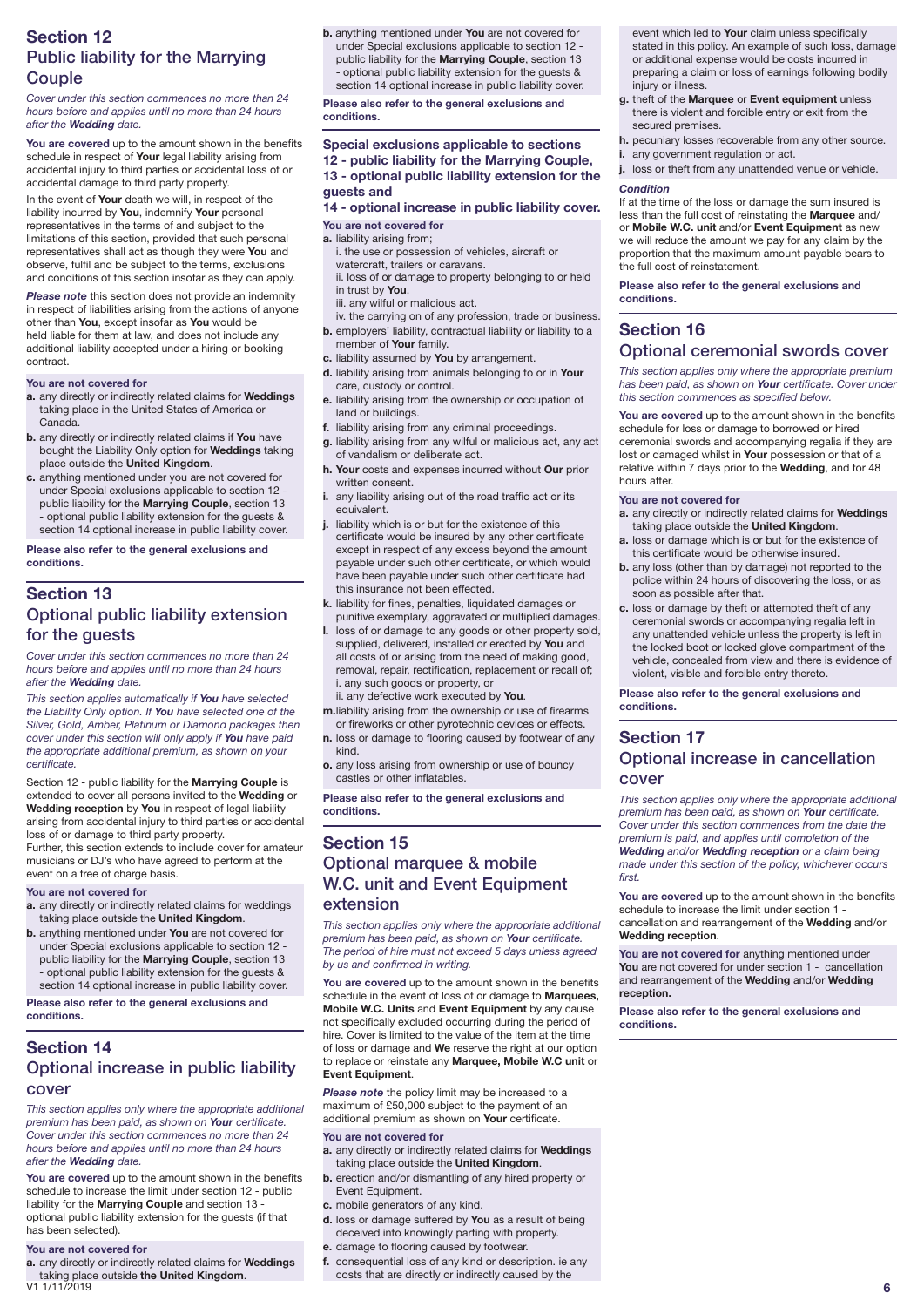## Section 12
## Public liability for the Marrying Couple

*Cover under this section commences no more than 24 hours before and applies until no more than 24 hours after the **Wedding** date.*

**You are covered** up to the amount shown in the benefits schedule in respect of **Your** legal liability arising from accidental injury to third parties or accidental loss of or accidental damage to third party property.

In the event of **Your** death we will, in respect of the liability incurred by **You**, indemnify **Your** personal representatives in the terms of and subject to the limitations of this section, provided that such personal representatives shall act as though they were **You** and observe, fulfil and be subject to the terms, exclusions and conditions of this section insofar as they can apply.

***Please note*** this section does not provide an indemnity in respect of liabilities arising from the actions of anyone other than **You**, except insofar as **You** would be held liable for them at law, and does not include any additional liability accepted under a hiring or booking contract.

**You are not covered for**

**a.** any directly or indirectly related claims for **Weddings** taking place in the United States of America or Canada.
**b.** any directly or indirectly related claims if **You** have bought the Liability Only option for **Weddings** taking place outside the **United Kingdom**.
**c.** anything mentioned under you are not covered for under Special exclusions applicable to section 12 - public liability for the **Marrying Couple**, section 13 - optional public liability extension for the guests & section 14 optional increase in public liability cover.

**Please also refer to the general exclusions and conditions.**

## Section 13
## Optional public liability extension for the guests

*Cover under this section commences no more than 24 hours before and applies until no more than 24 hours after the **Wedding** date.*

*This section applies automatically if **You** have selected the Liability Only option. If **You** have selected one of the Silver, Gold, Amber, Platinum or Diamond packages then cover under this section will only apply if **You** have paid the appropriate additional premium, as shown on your certificate.*

Section 12 - public liability for the **Marrying Couple** is extended to cover all persons invited to the **Wedding** or **Wedding reception** by **You** in respect of legal liability arising from accidental injury to third parties or accidental loss of or damage to third party property.
Further, this section extends to include cover for amateur musicians or DJ's who have agreed to perform at the event on a free of charge basis.

**You are not covered for**

**a.** any directly or indirectly related claims for weddings taking place outside the **United Kingdom**.
**b.** anything mentioned under **You** are not covered for under Special exclusions applicable to section 12 - public liability for the **Marrying Couple**, section 13 - optional public liability extension for the guests & section 14 optional increase in public liability cover.

**Please also refer to the general exclusions and conditions.**

## Section 14
## Optional increase in public liability cover

*This section applies only where the appropriate additional premium has been paid, as shown on **Your** certificate. Cover under this section commences no more than 24 hours before and applies until no more than 24 hours after the **Wedding** date.*

**You are covered** up to the amount shown in the benefits schedule to increase the limit under section 12 - public liability for the **Marrying Couple** and section 13 - optional public liability extension for the guests (if that has been selected).

**You are not covered for**

**a.** any directly or indirectly related claims for **Weddings** taking place outside **the United Kingdom**.
**b.** anything mentioned under **You** are not covered for under Special exclusions applicable to section 12 - public liability for the **Marrying Couple**, section 13 - optional public liability extension for the guests & section 14 optional increase in public liability cover.

**Please also refer to the general exclusions and conditions.**

### Special exclusions applicable to sections 12 - public liability for the Marrying Couple, 13 - optional public liability extension for the guests and 14 - optional increase in public liability cover.

**You are not covered for**

**a.** liability arising from;
i. the use or possession of vehicles, aircraft or watercraft, trailers or caravans.
ii. loss of or damage to property belonging to or held in trust by **You**.
iii. any wilful or malicious act.
iv. the carrying on of any profession, trade or business.
**b.** employers' liability, contractual liability or liability to a member of **Your** family.
**c.** liability assumed by **You** by arrangement.
**d.** liability arising from animals belonging to or in **Your** care, custody or control.
**e.** liability arising from the ownership or occupation of land or buildings.
**f.** liability arising from any criminal proceedings.
**g.** liability arising from any wilful or malicious act, any act of vandalism or deliberate act.
**h.** **Your** costs and expenses incurred without **Our** prior written consent.
**i.** any liability arising out of the road traffic act or its equivalent.
**j.** liability which is or but for the existence of this certificate would be insured by any other certificate except in respect of any excess beyond the amount payable under such other certificate, or which would have been payable under such other certificate had this insurance not been effected.
**k.** liability for fines, penalties, liquidated damages or punitive exemplary, aggravated or multiplied damages.
**l.** loss of or damage to any goods or other property sold, supplied, delivered, installed or erected by **You** and all costs of or arising from the need of making good, removal, repair, rectification, replacement or recall of;
i. any such goods or property, or
ii. any defective work executed by **You**.
**m.** liability arising from the ownership or use of firearms or fireworks or other pyrotechnic devices or effects.
**n.** loss or damage to flooring caused by footwear of any kind.
**o.** any loss arising from ownership or use of bouncy castles or other inflatables.

**Please also refer to the general exclusions and conditions.**

## Section 15
## Optional marquee & mobile W.C. unit and Event Equipment extension

*This section applies only where the appropriate additional premium has been paid, as shown on **Your** certificate. The period of hire must not exceed 5 days unless agreed by us and confirmed in writing.*

**You are covered** up to the amount shown in the benefits schedule in the event of loss of or damage to **Marquees, Mobile W.C. Units** and **Event Equipment** by any cause not specifically excluded occurring during the period of hire. Cover is limited to the value of the item at the time of loss or damage and **We** reserve the right at our option to replace or reinstate any **Marquee, Mobile W.C unit** or **Event Equipment**.

***Please note*** the policy limit may be increased to a maximum of £50,000 subject to the payment of an additional premium as shown on **Your** certificate.

**You are not covered for**

**a.** any directly or indirectly related claims for **Weddings** taking place outside the **United Kingdom**.
**b.** erection and/or dismantling of any hired property or Event Equipment.
**c.** mobile generators of any kind.
**d.** loss or damage suffered by **You** as a result of being deceived into knowingly parting with property.
**e.** damage to flooring caused by footwear.
**f.** consequential loss of any kind or description. ie any costs that are directly or indirectly caused by the event which led to **Your** claim unless specifically stated in this policy. An example of such loss, damage or additional expense would be costs incurred in preparing a claim or loss of earnings following bodily injury or illness.
**g.** theft of the **Marquee** or **Event equipment** unless there is violent and forcible entry or exit from the secured premises.
**h.** pecuniary losses recoverable from any other source.
**i.** any government regulation or act.
**j.** loss or theft from any unattended venue or vehicle.

***Condition***
If at the time of the loss or damage the sum insured is less than the full cost of reinstating the **Marquee** and/or **Mobile W.C. unit** and/or **Event Equipment** as new we will reduce the amount we pay for any claim by the proportion that the maximum amount payable bears to the full cost of reinstatement.

**Please also refer to the general exclusions and conditions.**

## Section 16
## Optional ceremonial swords cover

*This section applies only where the appropriate premium has been paid, as shown on **Your** certificate. Cover under this section commences as specified below.*

**You are covered** up to the amount shown in the benefits schedule for loss or damage to borrowed or hired ceremonial swords and accompanying regalia if they are lost or damaged whilst in **Your** possession or that of a relative within 7 days prior to the **Wedding**, and for 48 hours after.

**You are not covered for**

**a.** any directly or indirectly related claims for **Weddings** taking place outside the **United Kingdom**.
**a.** loss or damage which is or but for the existence of this certificate would be otherwise insured.
**b.** any loss (other than by damage) not reported to the police within 24 hours of discovering the loss, or as soon as possible after that.
**c.** loss or damage by theft or attempted theft of any ceremonial swords or accompanying regalia left in any unattended vehicle unless the property is left in the locked boot or locked glove compartment of the vehicle, concealed from view and there is evidence of violent, visible and forcible entry thereto.

**Please also refer to the general exclusions and conditions.**

## Section 17
## Optional increase in cancellation cover

*This section applies only where the appropriate additional premium has been paid, as shown on **Your** certificate. Cover under this section commences from the date the premium is paid, and applies until completion of the **Wedding** and/or **Wedding reception** or a claim being made under this section of the policy, whichever occurs first.*

**You are covered** up to the amount shown in the benefits schedule to increase the limit under section 1 - cancellation and rearrangement of the **Wedding** and/or **Wedding reception**.

**You are not covered for** anything mentioned under **You are not covered for under section 1 - cancellation and rearrangement of the Wedding and/or Wedding reception.**

**Please also refer to the general exclusions and conditions.**

V1 1/11/2019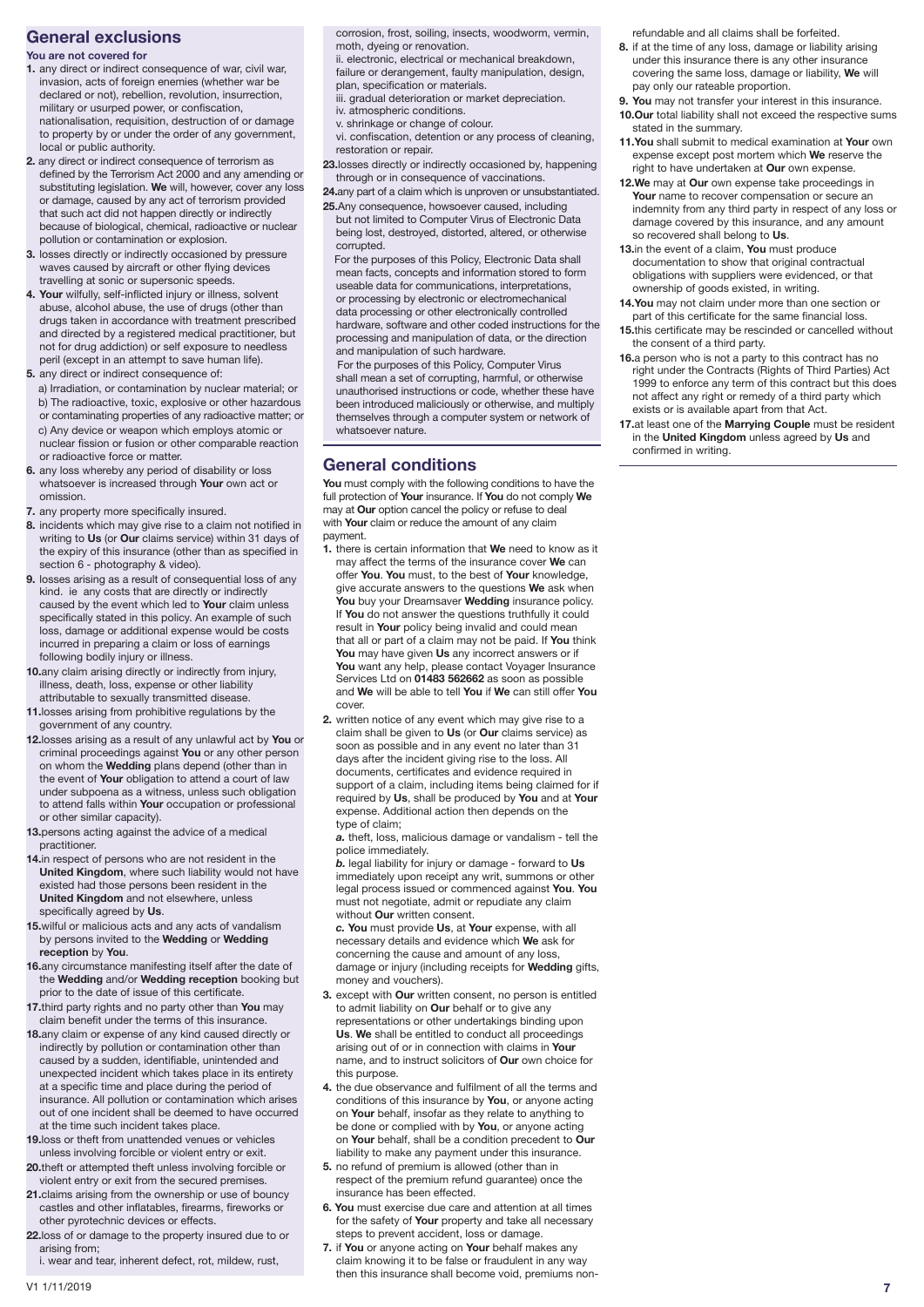## General exclusions

**You are not covered for**

1. any direct or indirect consequence of war, civil war, invasion, acts of foreign enemies (whether war be declared or not), rebellion, revolution, insurrection, military or usurped power, or confiscation, nationalisation, requisition, destruction of or damage to property by or under the order of any government, local or public authority.
2. any direct or indirect consequence of terrorism as defined by the Terrorism Act 2000 and any amending or substituting legislation. **We** will, however, cover any loss or damage, caused by any act of terrorism provided that such act did not happen directly or indirectly because of biological, chemical, radioactive or nuclear pollution or contamination or explosion.
3. losses directly or indirectly occasioned by pressure waves caused by aircraft or other flying devices travelling at sonic or supersonic speeds.
4. **Your** wilfully, self-inflicted injury or illness, solvent abuse, alcohol abuse, the use of drugs (other than drugs taken in accordance with treatment prescribed and directed by a registered medical practitioner, but not for drug addiction) or self exposure to needless peril (except in an attempt to save human life).
5. any direct or indirect consequence of:
   a) Irradiation, or contamination by nuclear material; or
   b) The radioactive, toxic, explosive or other hazardous or contaminating properties of any radioactive matter; or
   c) Any device or weapon which employs atomic or nuclear fission or fusion or other comparable reaction or radioactive force or matter.
6. any loss whereby any period of disability or loss whatsoever is increased through **Your** own act or omission.
7. any property more specifically insured.
8. incidents which may give rise to a claim not notified in writing to **Us** (or **Our** claims service) within 31 days of the expiry of this insurance (other than as specified in section 6 - photography & video).
9. losses arising as a result of consequential loss of any kind. ie any costs that are directly or indirectly caused by the event which led to **Your** claim unless specifically stated in this policy. An example of such loss, damage or additional expense would be costs incurred in preparing a claim or loss of earnings following bodily injury or illness.
10. any claim arising directly or indirectly from injury, illness, death, loss, expense or other liability attributable to sexually transmitted disease.
11. losses arising from prohibitive regulations by the government of any country.
12. losses arising as a result of any unlawful act by **You** or criminal proceedings against **You** or any other person on whom the **Wedding** plans depend (other than in the event of **Your** obligation to attend a court of law under subpoena as a witness, unless such obligation to attend falls within **Your** occupation or professional or other similar capacity).
13. persons acting against the advice of a medical practitioner.
14. in respect of persons who are not resident in the **United Kingdom**, where such liability would not have existed had those persons been resident in the **United Kingdom** and not elsewhere, unless specifically agreed by **Us**.
15. wilful or malicious acts and any acts of vandalism by persons invited to the **Wedding** or **Wedding reception** by **You**.
16. any circumstance manifesting itself after the date of the **Wedding** and/or **Wedding reception** booking but prior to the date of issue of this certificate.
17. third party rights and no party other than **You** may claim benefit under the terms of this insurance.
18. any claim or expense of any kind caused directly or indirectly by pollution or contamination other than caused by a sudden, identifiable, unintended and unexpected incident which takes place in its entirety at a specific time and place during the period of insurance. All pollution or contamination which arises out of one incident shall be deemed to have occurred at the time such incident takes place.
19. loss or theft from unattended venues or vehicles unless involving forcible or violent entry or exit.
20. theft or attempted theft unless involving forcible or violent entry or exit from the secured premises.
21. claims arising from the ownership or use of bouncy castles and other inflatables, firearms, fireworks or other pyrotechnic devices or effects.
22. loss of or damage to the property insured due to or arising from;
    i. wear and tear, inherent defect, rot, mildew, rust, corrosion, frost, soiling, insects, woodworm, vermin, moth, dyeing or renovation.
    ii. electronic, electrical or mechanical breakdown, failure or derangement, faulty manipulation, design, plan, specification or materials.
    iii. gradual deterioration or market depreciation.
    iv. atmospheric conditions.
    v. shrinkage or change of colour.
    vi. confiscation, detention or any process of cleaning, restoration or repair.
23. losses directly or indirectly occasioned by, happening through or in consequence of vaccinations.
24. any part of a claim which is unproven or unsubstantiated.
25. Any consequence, howsoever caused, including but not limited to Computer Virus of Electronic Data being lost, destroyed, distorted, altered, or otherwise corrupted.

    For the purposes of this Policy, Electronic Data shall mean facts, concepts and information stored to form useable data for communications, interpretations, or processing by electronic or electromechanical data processing or other electronically controlled hardware, software and other coded instructions for the processing and manipulation of data, or the direction and manipulation of such hardware.

    For the purposes of this Policy, Computer Virus shall mean a set of corrupting, harmful, or otherwise unauthorised instructions or code, whether these have been introduced maliciously or otherwise, and multiply themselves through a computer system or network of whatsoever nature.

## General conditions

**You** must comply with the following conditions to have the full protection of **Your** insurance. If **You** do not comply **We** may at **Our** option cancel the policy or refuse to deal with **Your** claim or reduce the amount of any claim payment.

1. there is certain information that **We** need to know as it may affect the terms of the insurance cover **We** can offer **You**. **You** must, to the best of **Your** knowledge, give accurate answers to the questions **We** ask when **You** buy your Dreamsaver **Wedding** insurance policy. If **You** do not answer the questions truthfully it could result in **Your** policy being invalid and could mean that all or part of a claim may not be paid. If **You** think **You** may have given **Us** any incorrect answers or if **You** want any help, please contact Voyager Insurance Services Ltd on **01483 562662** as soon as possible and **We** will be able to tell **You** if **We** can still offer **You** cover.
2. written notice of any event which may give rise to a claim shall be given to **Us** (or **Our** claims service) as soon as possible and in any event no later than 31 days after the incident giving rise to the loss. All documents, certificates and evidence required in support of a claim, including items being claimed for if required by **Us**, shall be produced by **You** and at **Your** expense. Additional action then depends on the type of claim;

   ***a.*** theft, loss, malicious damage or vandalism - tell the police immediately.

   ***b.*** legal liability for injury or damage - forward to **Us** immediately upon receipt any writ, summons or other legal process issued or commenced against **You**. **You** must not negotiate, admit or repudiate any claim without **Our** written consent.

   ***c.*** **You** must provide **Us**, at **Your** expense, with all necessary details and evidence which **We** ask for concerning the cause and amount of any loss, damage or injury (including receipts for **Wedding** gifts, money and vouchers).
3. except with **Our** written consent, no person is entitled to admit liability on **Our** behalf or to give any representations or other undertakings binding upon **Us**. **We** shall be entitled to conduct all proceedings arising out of or in connection with claims in **Your** name, and to instruct solicitors of **Our** own choice for this purpose.
4. the due observance and fulfilment of all the terms and conditions of this insurance by **You**, or anyone acting on **Your** behalf, insofar as they relate to anything to be done or complied with by **You**, or anyone acting on **Your** behalf, shall be a condition precedent to **Our** liability to make any payment under this insurance.
5. no refund of premium is allowed (other than in respect of the premium refund guarantee) once the insurance has been effected.
6. **You** must exercise due care and attention at all times for the safety of **Your** property and take all necessary steps to prevent accident, loss or damage.
7. if **You** or anyone acting on **Your** behalf makes any claim knowing it to be false or fraudulent in any way then this insurance shall become void, premiums non-refundable and all claims shall be forfeited.
8. if at the time of any loss, damage or liability arising under this insurance there is any other insurance covering the same loss, damage or liability, **We** will pay only our rateable proportion.
9. **You** may not transfer your interest in this insurance.
10. **Our** total liability shall not exceed the respective sums stated in the summary.
11. **You** shall submit to medical examination at **Your** own expense except post mortem which **We** reserve the right to have undertaken at **Our** own expense.
12. **We** may at **Our** own expense take proceedings in **Your** name to recover compensation or secure an indemnity from any third party in respect of any loss or damage covered by this insurance, and any amount so recovered shall belong to **Us**.
13. in the event of a claim, **You** must produce documentation to show that original contractual obligations with suppliers were evidenced, or that ownership of goods existed, in writing.
14. **You** may not claim under more than one section or part of this certificate for the same financial loss.
15. this certificate may be rescinded or cancelled without the consent of a third party.
16. a person who is not a party to this contract has no right under the Contracts (Rights of Third Parties) Act 1999 to enforce any term of this contract but this does not affect any right or remedy of a third party which exists or is available apart from that Act.
17. at least one of the **Marrying Couple** must be resident in the **United Kingdom** unless agreed by **Us** and confirmed in writing.

V1 1/11/2019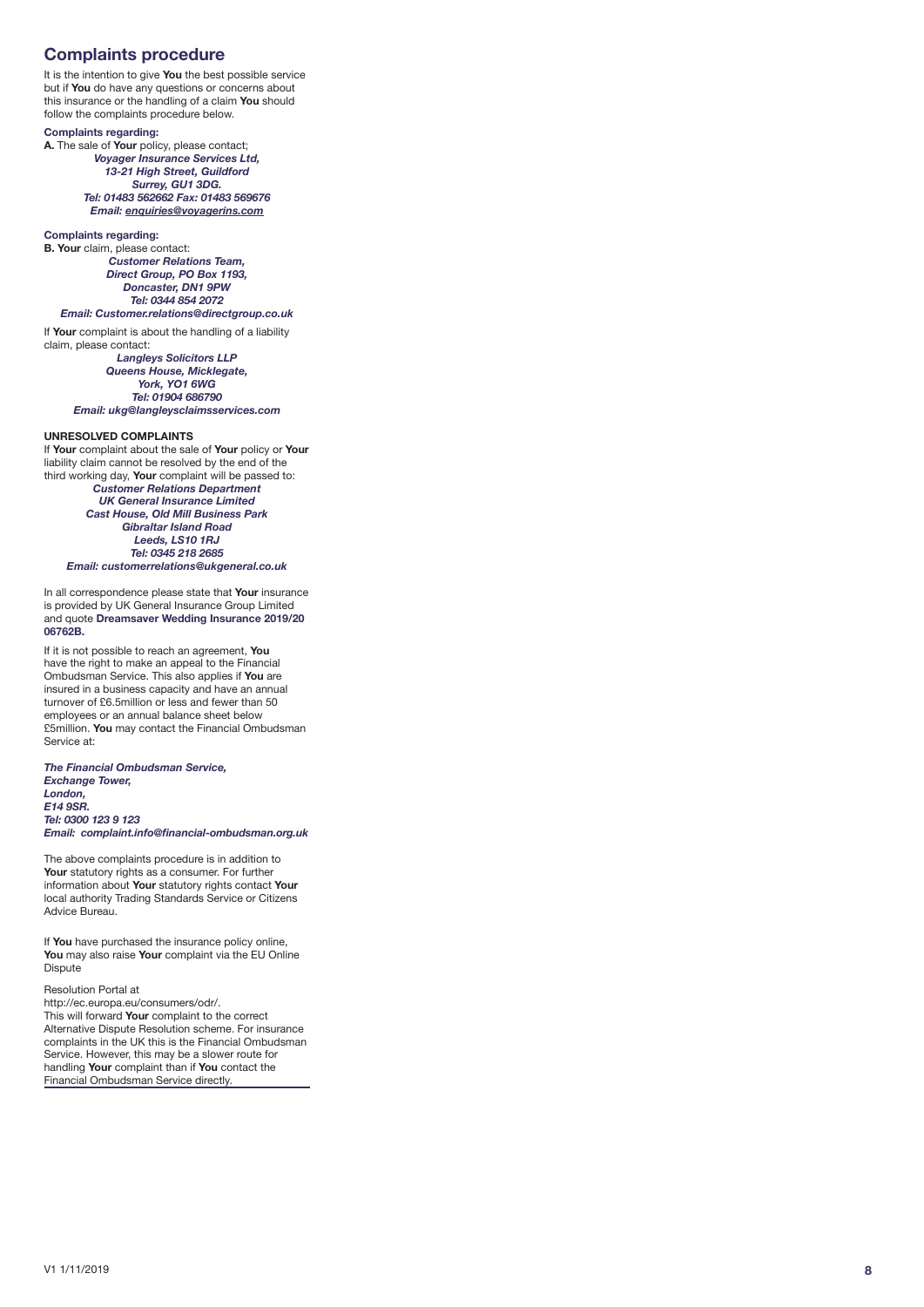## Complaints procedure

It is the intention to give **You** the best possible service but if **You** do have any questions or concerns about this insurance or the handling of a claim **You** should follow the complaints procedure below.

**Complaints regarding:**

**A.** The sale of **Your** policy, please contact;

***Voyager Insurance Services Ltd,***
***13-21 High Street, Guildford***
***Surrey, GU1 3DG.***
***Tel: 01483 562662 Fax: 01483 569676***
***Email: enquiries@voyagerins.com***

**Complaints regarding:**

**B. Your** claim, please contact:

***Customer Relations Team,***
***Direct Group, PO Box 1193,***
***Doncaster, DN1 9PW***
***Tel: 0344 854 2072***
***Email: Customer.relations@directgroup.co.uk***

If **Your** complaint is about the handling of a liability claim, please contact:

***Langleys Solicitors LLP***
***Queens House, Micklegate,***
***York, YO1 6WG***
***Tel: 01904 686790***
***Email: ukg@langleysclaimsservices.com***

**UNRESOLVED COMPLAINTS**

If **Your** complaint about the sale of **Your** policy or **Your** liability claim cannot be resolved by the end of the third working day, **Your** complaint will be passed to:

***Customer Relations Department***
***UK General Insurance Limited***
***Cast House, Old Mill Business Park***
***Gibraltar Island Road***
***Leeds, LS10 1RJ***
***Tel: 0345 218 2685***
***Email: customerrelations@ukgeneral.co.uk***

In all correspondence please state that **Your** insurance is provided by UK General Insurance Group Limited and quote **Dreamsaver Wedding Insurance 2019/20 06762B.**

If it is not possible to reach an agreement, **You** have the right to make an appeal to the Financial Ombudsman Service. This also applies if **You** are insured in a business capacity and have an annual turnover of £6.5million or less and fewer than 50 employees or an annual balance sheet below £5million. **You** may contact the Financial Ombudsman Service at:

***The Financial Ombudsman Service,***
***Exchange Tower,***
***London,***
***E14 9SR.***
***Tel: 0300 123 9 123***
***Email: complaint.info@financial-ombudsman.org.uk***

The above complaints procedure is in addition to **Your** statutory rights as a consumer. For further information about **Your** statutory rights contact **Your** local authority Trading Standards Service or Citizens Advice Bureau.

If **You** have purchased the insurance policy online, **You** may also raise **Your** complaint via the EU Online Dispute

Resolution Portal at http://ec.europa.eu/consumers/odr/. This will forward **Your** complaint to the correct Alternative Dispute Resolution scheme. For insurance complaints in the UK this is the Financial Ombudsman Service. However, this may be a slower route for handling **Your** complaint than if **You** contact the Financial Ombudsman Service directly.

V1 1/11/2019